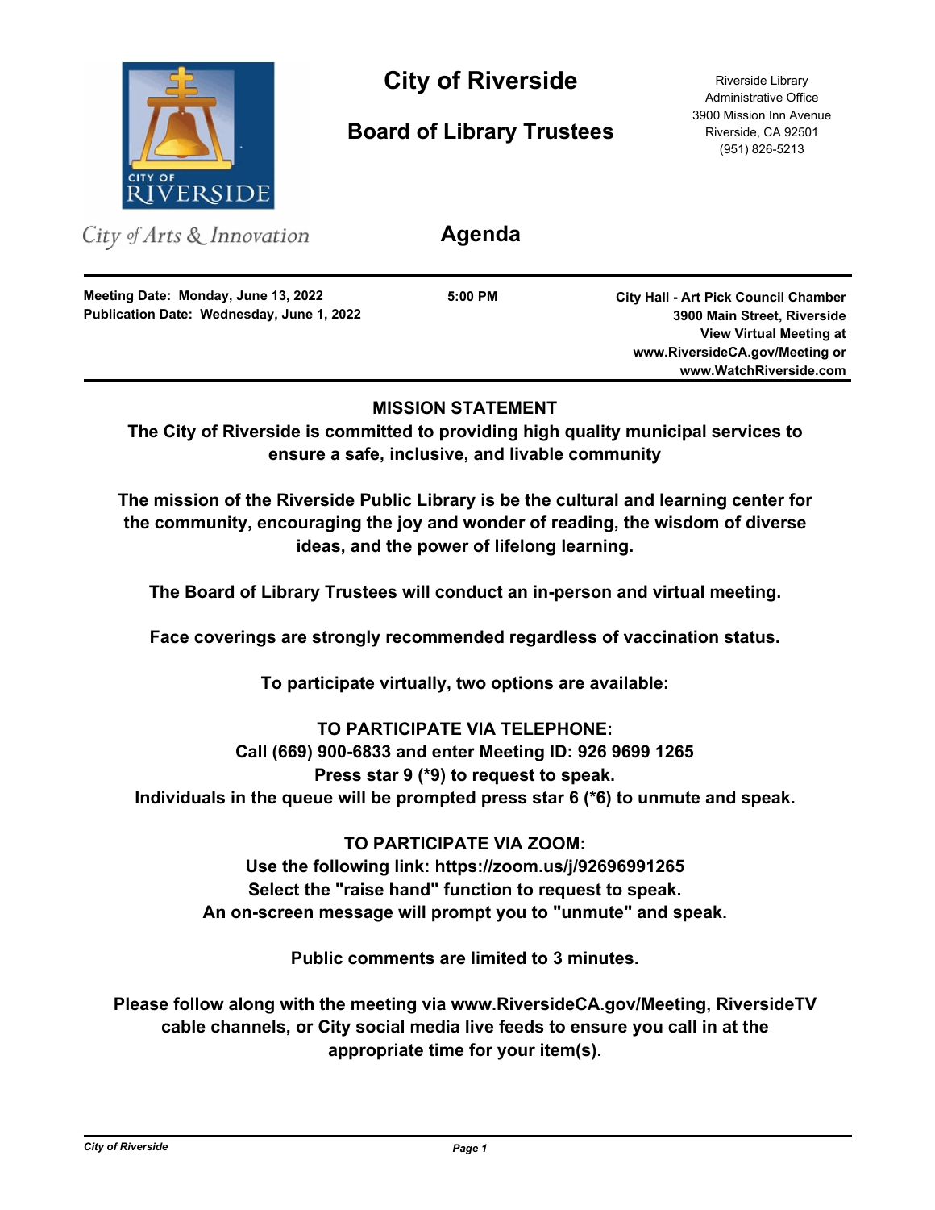# City of Riverside

## Board of Library Trustees

Riverside Library
Administrative Office
3900 Mission Inn Avenue
Riverside, CA 92501
(951) 826-5213

*City of Arts & Innovation*

## Agenda

**Meeting Date: Monday, June 13, 2022**
**Publication Date: Wednesday, June 1, 2022**

**5:00 PM**

**City Hall - Art Pick Council Chamber**
**3900 Main Street, Riverside**
**View Virtual Meeting at**
**www.RiversideCA.gov/Meeting or**
**www.WatchRiverside.com**

**MISSION STATEMENT**

**The City of Riverside is committed to providing high quality municipal services to ensure a safe, inclusive, and livable community**

**The mission of the Riverside Public Library is be the cultural and learning center for the community, encouraging the joy and wonder of reading, the wisdom of diverse ideas, and the power of lifelong learning.**

**The Board of Library Trustees will conduct an in-person and virtual meeting.**

**Face coverings are strongly recommended regardless of vaccination status.**

**To participate virtually, two options are available:**

**TO PARTICIPATE VIA TELEPHONE:**
**Call (669) 900-6833 and enter Meeting ID: 926 9699 1265**
**Press star 9 (*9) to request to speak.**
**Individuals in the queue will be prompted press star 6 (*6) to unmute and speak.**

**TO PARTICIPATE VIA ZOOM:**
**Use the following link: https://zoom.us/j/92696991265**
**Select the "raise hand" function to request to speak.**
**An on-screen message will prompt you to "unmute" and speak.**

**Public comments are limited to 3 minutes.**

**Please follow along with the meeting via www.RiversideCA.gov/Meeting, RiversideTV cable channels, or City social media live feeds to ensure you call in at the appropriate time for your item(s).**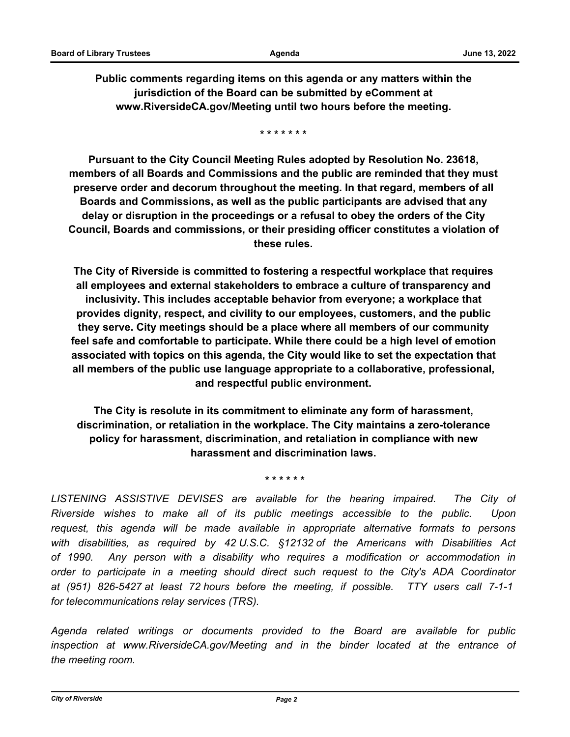**Public comments regarding items on this agenda or any matters within the jurisdiction of the Board can be submitted by eComment at www.RiversideCA.gov/Meeting until two hours before the meeting.**

**\* \* \* \* \* \* \***

**Pursuant to the City Council Meeting Rules adopted by Resolution No. 23618, members of all Boards and Commissions and the public are reminded that they must preserve order and decorum throughout the meeting. In that regard, members of all Boards and Commissions, as well as the public participants are advised that any delay or disruption in the proceedings or a refusal to obey the orders of the City Council, Boards and commissions, or their presiding officer constitutes a violation of these rules.**

**The City of Riverside is committed to fostering a respectful workplace that requires all employees and external stakeholders to embrace a culture of transparency and inclusivity. This includes acceptable behavior from everyone; a workplace that provides dignity, respect, and civility to our employees, customers, and the public they serve. City meetings should be a place where all members of our community feel safe and comfortable to participate. While there could be a high level of emotion associated with topics on this agenda, the City would like to set the expectation that all members of the public use language appropriate to a collaborative, professional, and respectful public environment.**

**The City is resolute in its commitment to eliminate any form of harassment, discrimination, or retaliation in the workplace. The City maintains a zero-tolerance policy for harassment, discrimination, and retaliation in compliance with new harassment and discrimination laws.**

**\* \* \* \* \* \***

*LISTENING ASSISTIVE DEVISES are available for the hearing impaired. The City of Riverside wishes to make all of its public meetings accessible to the public. Upon request, this agenda will be made available in appropriate alternative formats to persons with disabilities, as required by 42 U.S.C. §12132 of the Americans with Disabilities Act of 1990. Any person with a disability who requires a modification or accommodation in order to participate in a meeting should direct such request to the City's ADA Coordinator at (951) 826-5427 at least 72 hours before the meeting, if possible. TTY users call 7-1-1 for telecommunications relay services (TRS).*

*Agenda related writings or documents provided to the Board are available for public inspection at www.RiversideCA.gov/Meeting and in the binder located at the entrance of the meeting room.*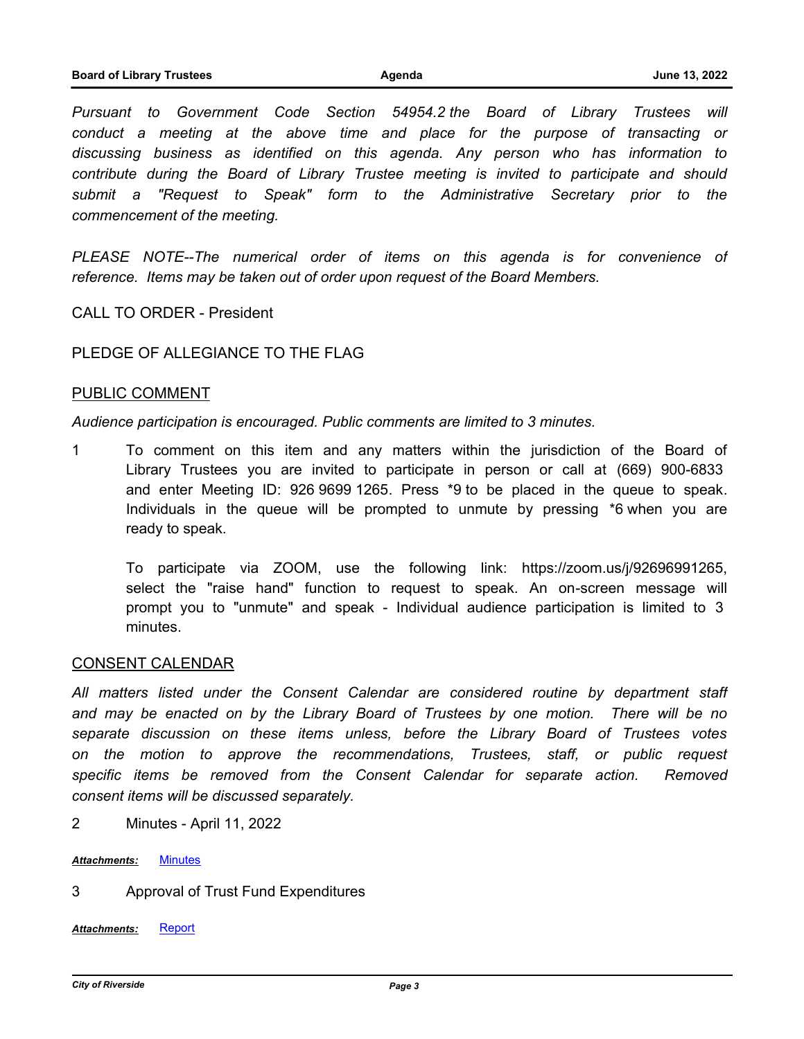*Pursuant to Government Code Section 54954.2 the Board of Library Trustees will conduct a meeting at the above time and place for the purpose of transacting or discussing business as identified on this agenda. Any person who has information to contribute during the Board of Library Trustee meeting is invited to participate and should submit a "Request to Speak" form to the Administrative Secretary prior to the commencement of the meeting.*

*PLEASE NOTE--The numerical order of items on this agenda is for convenience of reference. Items may be taken out of order upon request of the Board Members.*

CALL TO ORDER - President

PLEDGE OF ALLEGIANCE TO THE FLAG

## PUBLIC COMMENT

*Audience participation is encouraged. Public comments are limited to 3 minutes.*

1 To comment on this item and any matters within the jurisdiction of the Board of Library Trustees you are invited to participate in person or call at (669) 900-6833 and enter Meeting ID: 926 9699 1265. Press *9 to be placed in the queue to speak. Individuals in the queue will be prompted to unmute by pressing *6 when you are ready to speak.

To participate via ZOOM, use the following link: https://zoom.us/j/92696991265, select the "raise hand" function to request to speak. An on-screen message will prompt you to "unmute" and speak - Individual audience participation is limited to 3 minutes.

## CONSENT CALENDAR

*All matters listed under the Consent Calendar are considered routine by department staff and may be enacted on by the Library Board of Trustees by one motion. There will be no separate discussion on these items unless, before the Library Board of Trustees votes on the motion to approve the recommendations, Trustees, staff, or public request specific items be removed from the Consent Calendar for separate action. Removed consent items will be discussed separately.*

2 Minutes - April 11, 2022

***Attachments:*** Minutes

3 Approval of Trust Fund Expenditures

***Attachments:*** Report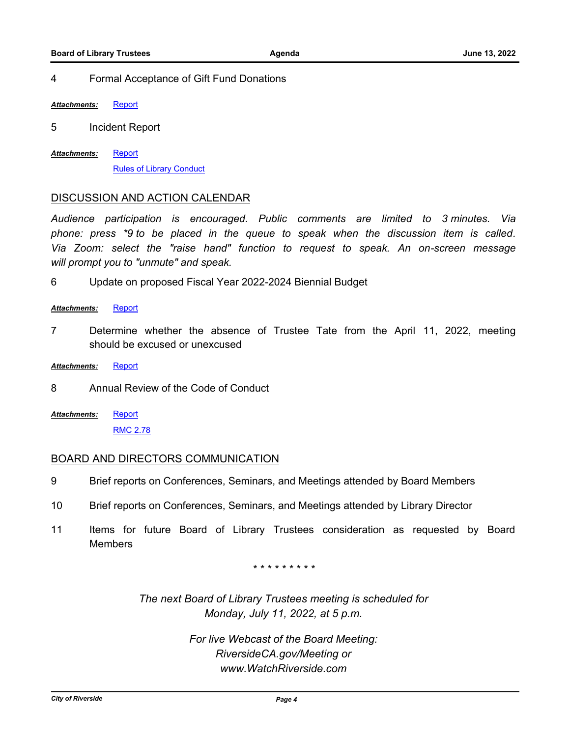4 Formal Acceptance of Gift Fund Donations

***Attachments:*** Report

5 Incident Report

***Attachments:*** Report
Rules of Library Conduct

## DISCUSSION AND ACTION CALENDAR

*Audience participation is encouraged. Public comments are limited to 3 minutes. Via phone: press *9 to be placed in the queue to speak when the discussion item is called. Via Zoom: select the "raise hand" function to request to speak. An on-screen message will prompt you to "unmute" and speak.*

6 Update on proposed Fiscal Year 2022-2024 Biennial Budget

***Attachments:*** Report

7 Determine whether the absence of Trustee Tate from the April 11, 2022, meeting should be excused or unexcused

***Attachments:*** Report

8 Annual Review of the Code of Conduct

***Attachments:*** Report
RMC 2.78

## BOARD AND DIRECTORS COMMUNICATION

9 Brief reports on Conferences, Seminars, and Meetings attended by Board Members

10 Brief reports on Conferences, Seminars, and Meetings attended by Library Director

11 Items for future Board of Library Trustees consideration as requested by Board Members

* * * * * * * * *

*The next Board of Library Trustees meeting is scheduled for Monday, July 11, 2022, at 5 p.m.*

*For live Webcast of the Board Meeting: RiversideCA.gov/Meeting or www.WatchRiverside.com*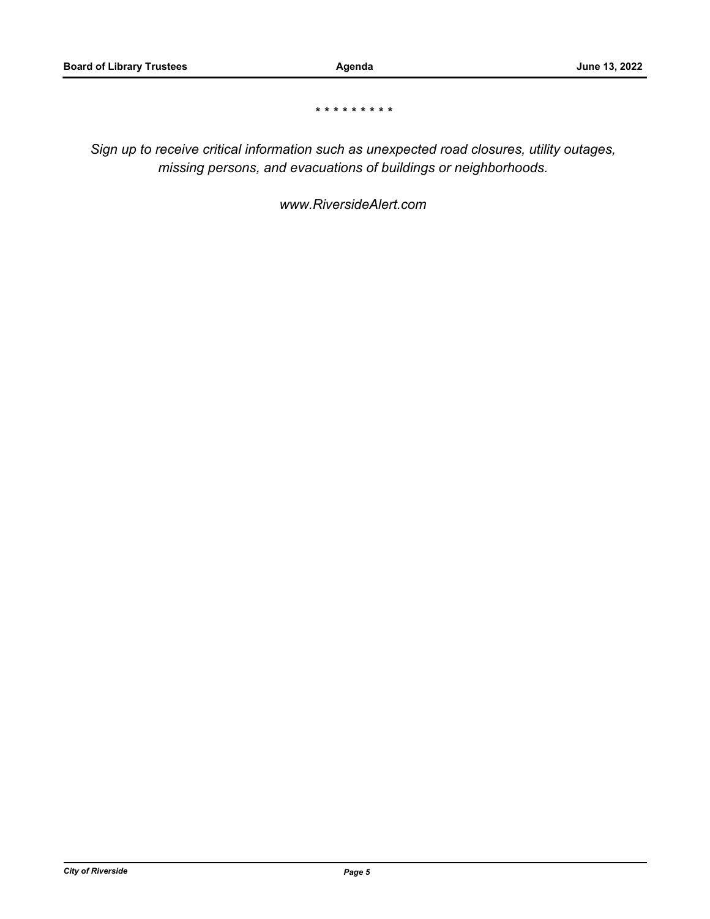\* \* \* \* \* \* \* \* \*

*Sign up to receive critical information such as unexpected road closures, utility outages, missing persons, and evacuations of buildings or neighborhoods.*

*www.RiversideAlert.com*